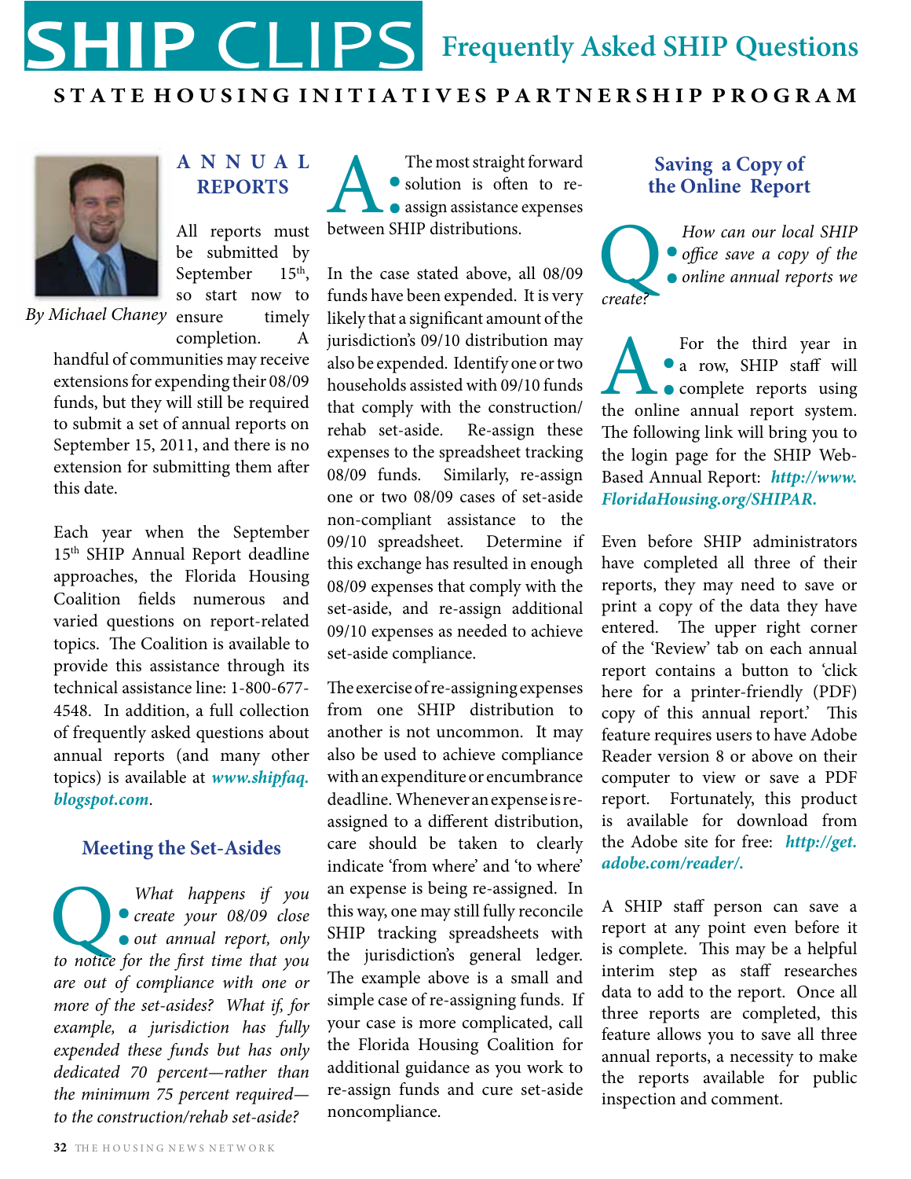# SHIP CLIPS Frequently Asked SHIP Questions

**STATE HOUSING INITIATIVES PARTNERSHIP PROGRAM**

## ANNUAL REPORTS

*By Michael Chaney*

All reports must be submitted by September 15th, so start now to ensure timely completion. A handful of communities may receive extensions for expending their 08/09 funds, but they will still be required to submit a set of annual reports on September 15, 2011, and there is no extension for submitting them after this date.

Each year when the September 15th SHIP Annual Report deadline approaches, the Florida Housing Coalition fields numerous and varied questions on report-related topics. The Coalition is available to provide this assistance through its technical assistance line: 1-800-677-4548. In addition, a full collection of frequently asked questions about annual reports (and many other topics) is available at ***www.shipfaq.blogspot.com***.

### Meeting the Set-Asides

**Q.** *What happens if you create your 08/09 close out annual report, only to notice for the first time that you are out of compliance with one or more of the set-asides? What if, for example, a jurisdiction has fully expended these funds but has only dedicated 70 percent—rather than the minimum 75 percent required—to the construction/rehab set-aside?*

**A.** The most straight forward solution is often to re-assign assistance expenses between SHIP distributions.

In the case stated above, all 08/09 funds have been expended. It is very likely that a significant amount of the jurisdiction's 09/10 distribution may also be expended. Identify one or two households assisted with 09/10 funds that comply with the construction/rehab set-aside. Re-assign these expenses to the spreadsheet tracking 08/09 funds. Similarly, re-assign one or two 08/09 cases of set-aside non-compliant assistance to the 09/10 spreadsheet. Determine if this exchange has resulted in enough 08/09 expenses that comply with the set-aside, and re-assign additional 09/10 expenses as needed to achieve set-aside compliance.

The exercise of re-assigning expenses from one SHIP distribution to another is not uncommon. It may also be used to achieve compliance with an expenditure or encumbrance deadline. Whenever an expense is re-assigned to a different distribution, care should be taken to clearly indicate 'from where' and 'to where' an expense is being re-assigned. In this way, one may still fully reconcile SHIP tracking spreadsheets with the jurisdiction's general ledger. The example above is a small and simple case of re-assigning funds. If your case is more complicated, call the Florida Housing Coalition for additional guidance as you work to re-assign funds and cure set-aside noncompliance.

### Saving a Copy of the Online Report

**Q.** *How can our local SHIP office save a copy of the online annual reports we create?*

**A.** For the third year in a row, SHIP staff will complete reports using the online annual report system. The following link will bring you to the login page for the SHIP Web-Based Annual Report: ***http://www.FloridaHousing.org/SHIPAR.***

Even before SHIP administrators have completed all three of their reports, they may need to save or print a copy of the data they have entered. The upper right corner of the 'Review' tab on each annual report contains a button to 'click here for a printer-friendly (PDF) copy of this annual report.' This feature requires users to have Adobe Reader version 8 or above on their computer to view or save a PDF report. Fortunately, this product is available for download from the Adobe site for free: ***http://get.adobe.com/reader/.***

A SHIP staff person can save a report at any point even before it is complete. This may be a helpful interim step as staff researches data to add to the report. Once all three reports are completed, this feature allows you to save all three annual reports, a necessity to make the reports available for public inspection and comment.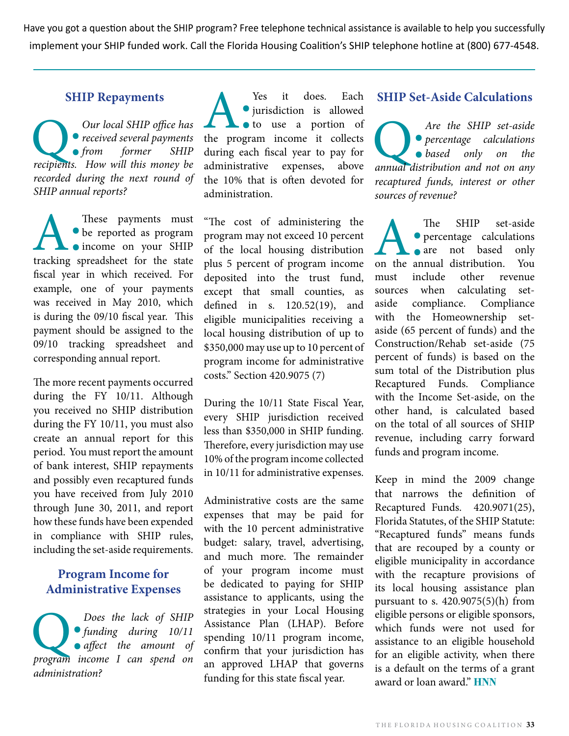Have you got a question about the SHIP program? Free telephone technical assistance is available to help you successfully implement your SHIP funded work. Call the Florida Housing Coalition's SHIP telephone hotline at (800) 677-4548.

## SHIP Repayments

**Q.** *Our local SHIP office has received several payments from former SHIP recipients. How will this money be recorded during the next round of SHIP annual reports?*

**A.** These payments must be reported as program income on your SHIP tracking spreadsheet for the state fiscal year in which received. For example, one of your payments was received in May 2010, which is during the 09/10 fiscal year. This payment should be assigned to the 09/10 tracking spreadsheet and corresponding annual report.

The more recent payments occurred during the FY 10/11. Although you received no SHIP distribution during the FY 10/11, you must also create an annual report for this period. You must report the amount of bank interest, SHIP repayments and possibly even recaptured funds you have received from July 2010 through June 30, 2011, and report how these funds have been expended in compliance with SHIP rules, including the set-aside requirements.

## Program Income for Administrative Expenses

**Q.** *Does the lack of SHIP funding during 10/11 affect the amount of program income I can spend on administration?*

**A.** Yes it does. Each jurisdiction is allowed to use a portion of the program income it collects during each fiscal year to pay for administrative expenses, above the 10% that is often devoted for administration.

"The cost of administering the program may not exceed 10 percent of the local housing distribution plus 5 percent of program income deposited into the trust fund, except that small counties, as defined in s. 120.52(19), and eligible municipalities receiving a local housing distribution of up to $350,000 may use up to 10 percent of program income for administrative costs." Section 420.9075 (7)

During the 10/11 State Fiscal Year, every SHIP jurisdiction received less than $350,000 in SHIP funding. Therefore, every jurisdiction may use 10% of the program income collected in 10/11 for administrative expenses.

Administrative costs are the same expenses that may be paid for with the 10 percent administrative budget: salary, travel, advertising, and much more. The remainder of your program income must be dedicated to paying for SHIP assistance to applicants, using the strategies in your Local Housing Assistance Plan (LHAP). Before spending 10/11 program income, confirm that your jurisdiction has an approved LHAP that governs funding for this state fiscal year.

## SHIP Set-Aside Calculations

**Q.** *Are the SHIP set-aside percentage calculations based only on the annual distribution and not on any recaptured funds, interest or other sources of revenue?*

**A.** The SHIP set-aside percentage calculations are not based only on the annual distribution. You must include other revenue sources when calculating set-aside compliance. Compliance with the Homeownership set-aside (65 percent of funds) and the Construction/Rehab set-aside (75 percent of funds) is based on the sum total of the Distribution plus Recaptured Funds. Compliance with the Income Set-aside, on the other hand, is calculated based on the total of all sources of SHIP revenue, including carry forward funds and program income.

Keep in mind the 2009 change that narrows the definition of Recaptured Funds. 420.9071(25), Florida Statutes, of the SHIP Statute: "Recaptured funds" means funds that are recouped by a county or eligible municipality in accordance with the recapture provisions of its local housing assistance plan pursuant to s. 420.9075(5)(h) from eligible persons or eligible sponsors, which funds were not used for assistance to an eligible household for an eligible activity, when there is a default on the terms of a grant award or loan award." **HNN**